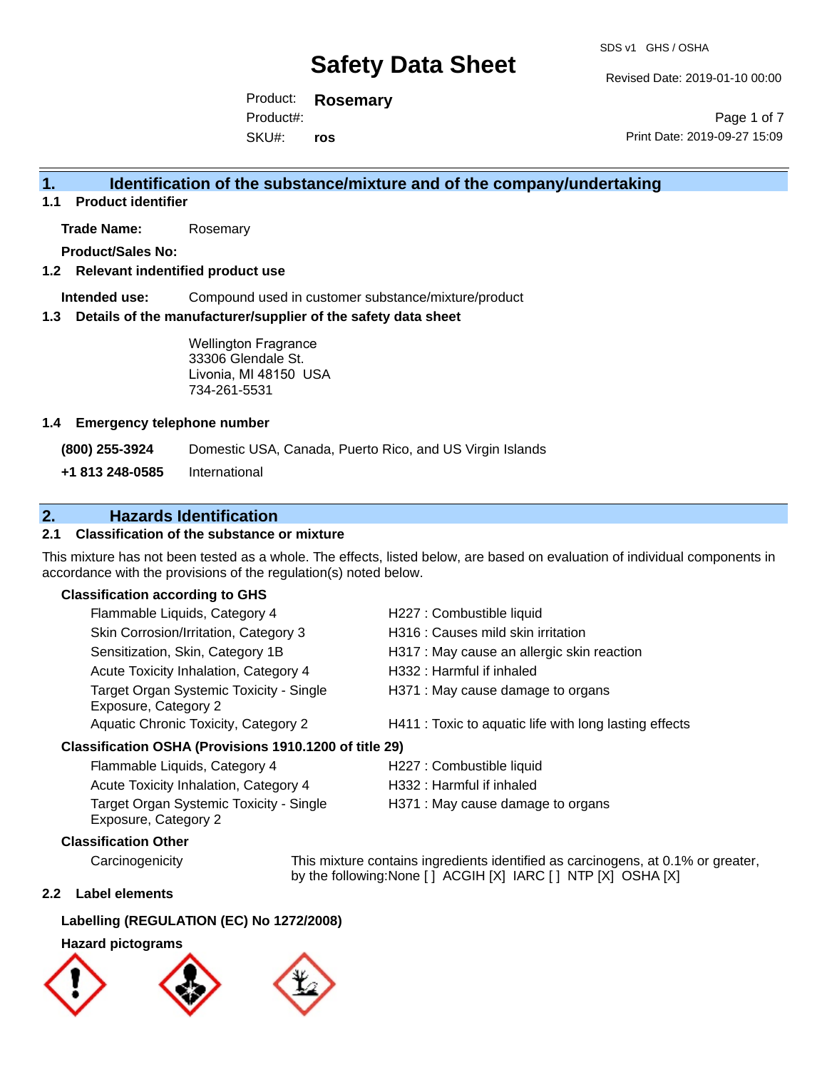# Safety Data Sheet

SDS v1 GHS / OSHA

Revised Date: 2019-01-10 00:00

Product: **Rosemary**

Product#:

SKU#: **ros**

Print Date: 2019-09-27 15:09

## 1. Identification of the substance/mixture and of the company/undertaking

### 1.1 Product identifier

**Trade Name:** Rosemary

**Product/Sales No:**

### 1.2 Relevant indentified product use

**Intended use:** Compound used in customer substance/mixture/product

### 1.3 Details of the manufacturer/supplier of the safety data sheet

Wellington Fragrance
33306 Glendale St.
Livonia, MI 48150 USA
734-261-5531

### 1.4 Emergency telephone number

**(800) 255-3924** Domestic USA, Canada, Puerto Rico, and US Virgin Islands

**+1 813 248-0585** International

## 2. Hazards Identification

### 2.1 Classification of the substance or mixture

This mixture has not been tested as a whole. The effects, listed below, are based on evaluation of individual components in accordance with the provisions of the regulation(s) noted below.

**Classification according to GHS**

| | |
|---|---|
| Flammable Liquids, Category 4 | H227 : Combustible liquid |
| Skin Corrosion/Irritation, Category 3 | H316 : Causes mild skin irritation |
| Sensitization, Skin, Category 1B | H317 : May cause an allergic skin reaction |
| Acute Toxicity Inhalation, Category 4 | H332 : Harmful if inhaled |
| Target Organ Systemic Toxicity - Single Exposure, Category 2 | H371 : May cause damage to organs |
| Aquatic Chronic Toxicity, Category 2 | H411 : Toxic to aquatic life with long lasting effects |

**Classification OSHA (Provisions 1910.1200 of title 29)**

| | |
|---|---|
| Flammable Liquids, Category 4 | H227 : Combustible liquid |
| Acute Toxicity Inhalation, Category 4 | H332 : Harmful if inhaled |
| Target Organ Systemic Toxicity - Single Exposure, Category 2 | H371 : May cause damage to organs |

**Classification Other**

Carcinogenicity: This mixture contains ingredients identified as carcinogens, at 0.1% or greater, by the following:None [ ] ACGIH [X] IARC [ ] NTP [X] OSHA [X]

### 2.2 Label elements

**Labelling (REGULATION (EC) No 1272/2008)**

**Hazard pictograms**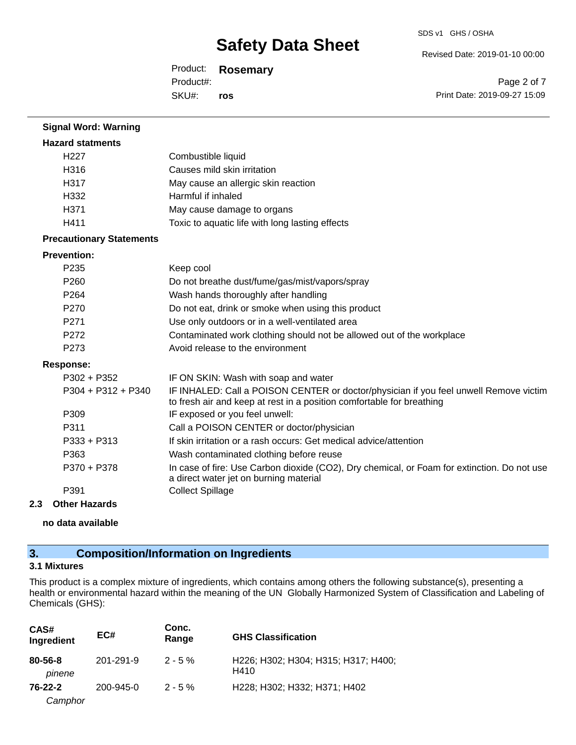**Signal Word: Warning**

**Hazard statments**

| | |
|---|---|
| H227 | Combustible liquid |
| H316 | Causes mild skin irritation |
| H317 | May cause an allergic skin reaction |
| H332 | Harmful if inhaled |
| H371 | May cause damage to organs |
| H411 | Toxic to aquatic life with long lasting effects |

**Precautionary Statements**

**Prevention:**

| | |
|---|---|
| P235 | Keep cool |
| P260 | Do not breathe dust/fume/gas/mist/vapors/spray |
| P264 | Wash hands thoroughly after handling |
| P270 | Do not eat, drink or smoke when using this product |
| P271 | Use only outdoors or in a well-ventilated area |
| P272 | Contaminated work clothing should not be allowed out of the workplace |
| P273 | Avoid release to the environment |

**Response:**

| | |
|---|---|
| P302 + P352 | IF ON SKIN: Wash with soap and water |
| P304 + P312 + P340 | IF INHALED: Call a POISON CENTER or doctor/physician if you feel unwell Remove victim to fresh air and keep at rest in a position comfortable for breathing |
| P309 | IF exposed or you feel unwell: |
| P311 | Call a POISON CENTER or doctor/physician |
| P333 + P313 | If skin irritation or a rash occurs: Get medical advice/attention |
| P363 | Wash contaminated clothing before reuse |
| P370 + P378 | In case of fire: Use Carbon dioxide ($CO_2$), Dry chemical, or Foam for extinction. Do not use a direct water jet on burning material |
| P391 | Collect Spillage |

**2.3 Other Hazards**

**no data available**

## 3. Composition/Information on Ingredients

### 3.1 Mixtures

This product is a complex mixture of ingredients, which contains among others the following substance(s), presenting a health or environmental hazard within the meaning of the UN Globally Harmonized System of Classification and Labeling of Chemicals (GHS):

| CAS# Ingredient | EC# | Conc. Range | GHS Classification |
|---|---|---|---|
| **80-56-8** *pinene* | 201-291-9 | 2 - 5 % | H226; H302; H304; H315; H317; H400; H410 |
| **76-22-2** *Camphor* | 200-945-0 | 2 - 5 % | H228; H302; H332; H371; H402 |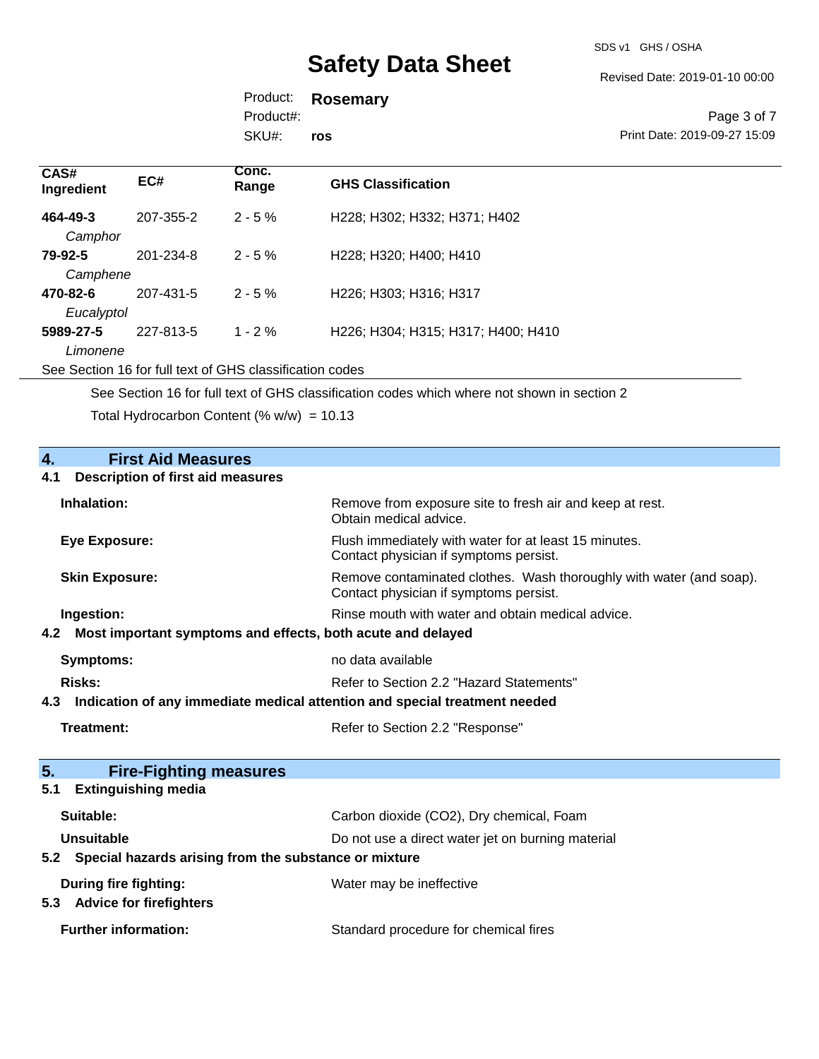| CAS# Ingredient | EC# | Conc. Range | GHS Classification |
|---|---|---|---|
| **464-49-3** *Camphor* | 207-355-2 | 2 - 5 % | H228; H302; H332; H371; H402 |
| **79-92-5** *Camphene* | 201-234-8 | 2 - 5 % | H228; H320; H400; H410 |
| **470-82-6** *Eucalyptol* | 207-431-5 | 2 - 5 % | H226; H303; H316; H317 |
| **5989-27-5** *Limonene* | 227-813-5 | 1 - 2 % | H226; H304; H315; H317; H400; H410 |

See Section 16 for full text of GHS classification codes

See Section 16 for full text of GHS classification codes which where not shown in section 2

Total Hydrocarbon Content (% w/w) = 10.13

## 4. First Aid Measures

### 4.1 Description of first aid measures

**Inhalation:** Remove from exposure site to fresh air and keep at rest. Obtain medical advice.

**Eye Exposure:** Flush immediately with water for at least 15 minutes. Contact physician if symptoms persist.

**Skin Exposure:** Remove contaminated clothes. Wash thoroughly with water (and soap). Contact physician if symptoms persist.

**Ingestion:** Rinse mouth with water and obtain medical advice.

### 4.2 Most important symptoms and effects, both acute and delayed

**Symptoms:** no data available

**Risks:** Refer to Section 2.2 "Hazard Statements"

### 4.3 Indication of any immediate medical attention and special treatment needed

**Treatment:** Refer to Section 2.2 "Response"

## 5. Fire-Fighting measures

### 5.1 Extinguishing media

**Suitable:** Carbon dioxide (CO2), Dry chemical, Foam

**Unsuitable** Do not use a direct water jet on burning material

### 5.2 Special hazards arising from the substance or mixture

**During fire fighting:** Water may be ineffective

### 5.3 Advice for firefighters

**Further information:** Standard procedure for chemical fires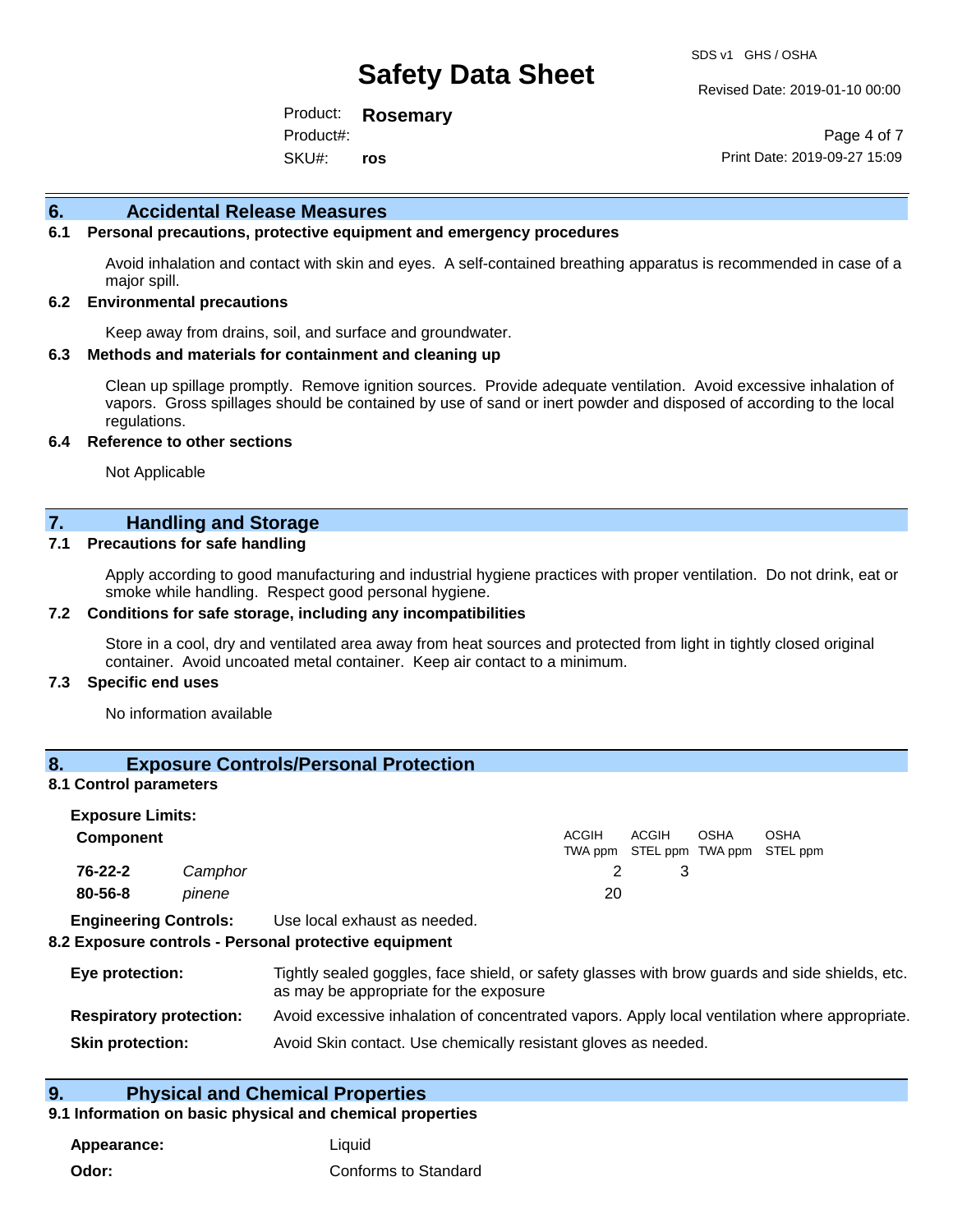## 6. Accidental Release Measures

### 6.1 Personal precautions, protective equipment and emergency procedures

Avoid inhalation and contact with skin and eyes. A self-contained breathing apparatus is recommended in case of a major spill.

### 6.2 Environmental precautions

Keep away from drains, soil, and surface and groundwater.

### 6.3 Methods and materials for containment and cleaning up

Clean up spillage promptly. Remove ignition sources. Provide adequate ventilation. Avoid excessive inhalation of vapors. Gross spillages should be contained by use of sand or inert powder and disposed of according to the local regulations.

### 6.4 Reference to other sections

Not Applicable

## 7. Handling and Storage

### 7.1 Precautions for safe handling

Apply according to good manufacturing and industrial hygiene practices with proper ventilation. Do not drink, eat or smoke while handling. Respect good personal hygiene.

### 7.2 Conditions for safe storage, including any incompatibilities

Store in a cool, dry and ventilated area away from heat sources and protected from light in tightly closed original container. Avoid uncoated metal container. Keep air contact to a minimum.

### 7.3 Specific end uses

No information available

## 8. Exposure Controls/Personal Protection

### 8.1 Control parameters

**Exposure Limits:**

| Component | | ACGIH TWA ppm | ACGIH STEL ppm | OSHA TWA ppm | OSHA STEL ppm |
|---|---|---|---|---|---|
| **76-22-2** | *Camphor* | 2 | 3 | | |
| **80-56-8** | *pinene* | 20 | | | |

**Engineering Controls:** Use local exhaust as needed.

### 8.2 Exposure controls - Personal protective equipment

**Eye protection:** Tightly sealed goggles, face shield, or safety glasses with brow guards and side shields, etc. as may be appropriate for the exposure

**Respiratory protection:** Avoid excessive inhalation of concentrated vapors. Apply local ventilation where appropriate.

**Skin protection:** Avoid Skin contact. Use chemically resistant gloves as needed.

## 9. Physical and Chemical Properties

### 9.1 Information on basic physical and chemical properties

**Appearance:** Liquid

**Odor:** Conforms to Standard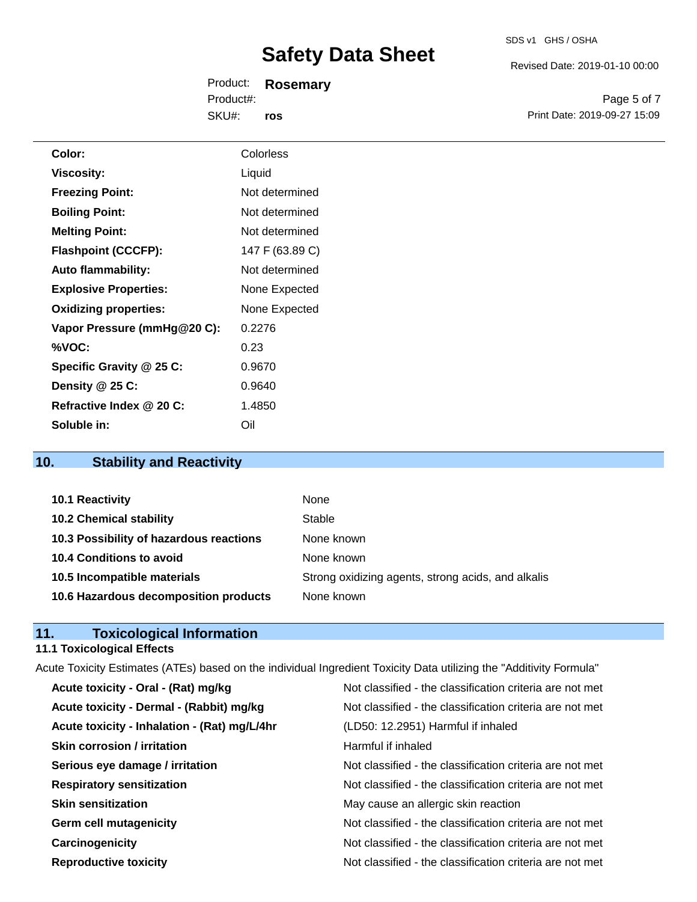| | |
|---|---|
| **Color:** | Colorless |
| **Viscosity:** | Liquid |
| **Freezing Point:** | Not determined |
| **Boiling Point:** | Not determined |
| **Melting Point:** | Not determined |
| **Flashpoint (CCCFP):** | 147 F (63.89 C) |
| **Auto flammability:** | Not determined |
| **Explosive Properties:** | None Expected |
| **Oxidizing properties:** | None Expected |
| **Vapor Pressure (mmHg@20 C):** | 0.2276 |
| **%VOC:** | 0.23 |
| **Specific Gravity @ 25 C:** | 0.9670 |
| **Density @ 25 C:** | 0.9640 |
| **Refractive Index @ 20 C:** | 1.4850 |
| **Soluble in:** | Oil |

## 10. Stability and Reactivity

| | |
|---|---|
| **10.1 Reactivity** | None |
| **10.2 Chemical stability** | Stable |
| **10.3 Possibility of hazardous reactions** | None known |
| **10.4 Conditions to avoid** | None known |
| **10.5 Incompatible materials** | Strong oxidizing agents, strong acids, and alkalis |
| **10.6 Hazardous decomposition products** | None known |

## 11. Toxicological Information

### 11.1 Toxicological Effects

Acute Toxicity Estimates (ATEs) based on the individual Ingredient Toxicity Data utilizing the "Additivity Formula"

| | |
|---|---|
| **Acute toxicity - Oral - (Rat) mg/kg** | Not classified - the classification criteria are not met |
| **Acute toxicity - Dermal - (Rabbit) mg/kg** | Not classified - the classification criteria are not met |
| **Acute toxicity - Inhalation - (Rat) mg/L/4hr** | (LD50: 12.2951) Harmful if inhaled |
| **Skin corrosion / irritation** | Harmful if inhaled |
| **Serious eye damage / irritation** | Not classified - the classification criteria are not met |
| **Respiratory sensitization** | Not classified - the classification criteria are not met |
| **Skin sensitization** | May cause an allergic skin reaction |
| **Germ cell mutagenicity** | Not classified - the classification criteria are not met |
| **Carcinogenicity** | Not classified - the classification criteria are not met |
| **Reproductive toxicity** | Not classified - the classification criteria are not met |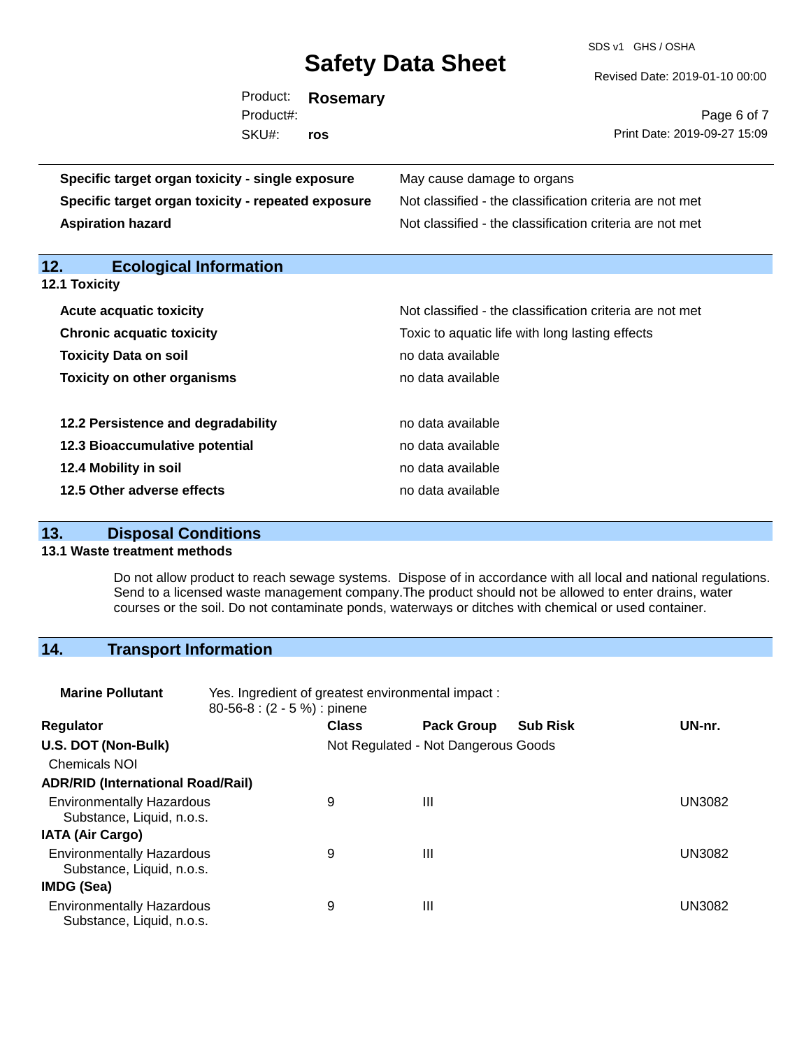| | |
|---|---|
| **Specific target organ toxicity - single exposure** | May cause damage to organs |
| **Specific target organ toxicity - repeated exposure** | Not classified - the classification criteria are not met |
| **Aspiration hazard** | Not classified - the classification criteria are not met |

## 12. Ecological Information

### 12.1 Toxicity

| | |
|---|---|
| **Acute acquatic toxicity** | Not classified - the classification criteria are not met |
| **Chronic acquatic toxicity** | Toxic to aquatic life with long lasting effects |
| **Toxicity Data on soil** | no data available |
| **Toxicity on other organisms** | no data available |

| | |
|---|---|
| **12.2 Persistence and degradability** | no data available |
| **12.3 Bioaccumulative potential** | no data available |
| **12.4 Mobility in soil** | no data available |
| **12.5 Other adverse effects** | no data available |

## 13. Disposal Conditions

### 13.1 Waste treatment methods

Do not allow product to reach sewage systems. Dispose of in accordance with all local and national regulations. Send to a licensed waste management company.The product should not be allowed to enter drains, water courses or the soil. Do not contaminate ponds, waterways or ditches with chemical or used container.

## 14. Transport Information

**Marine Pollutant** Yes. Ingredient of greatest environmental impact : 80-56-8 : (2 - 5 %) : pinene

| Regulator | Class | Pack Group | Sub Risk | UN-nr. |
|---|---|---|---|---|
| **U.S. DOT (Non-Bulk)** | Not Regulated - Not Dangerous Goods | | | |
| Chemicals NOI | | | | |
| **ADR/RID (International Road/Rail)** | | | | |
| Environmentally Hazardous Substance, Liquid, n.o.s. | 9 | III | | UN3082 |
| **IATA (Air Cargo)** | | | | |
| Environmentally Hazardous Substance, Liquid, n.o.s. | 9 | III | | UN3082 |
| **IMDG (Sea)** | | | | |
| Environmentally Hazardous Substance, Liquid, n.o.s. | 9 | III | | UN3082 |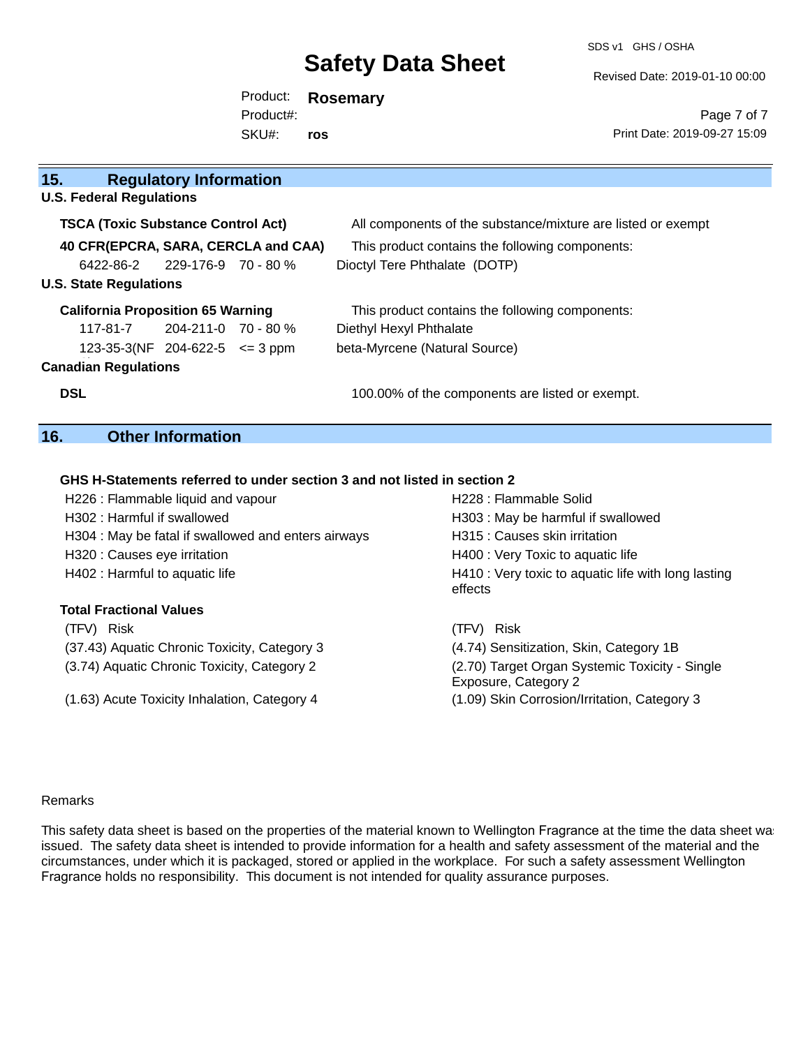## 15. Regulatory Information

**U.S. Federal Regulations**

| | |
|---|---|
| **TSCA (Toxic Substance Control Act)** | All components of the substance/mixture are listed or exempt |
| **40 CFR(EPCRA, SARA, CERCLA and CAA)** | This product contains the following components: |

| | | | |
|---|---|---|---|
| 6422-86-2 | 229-176-9 | 70 - 80 % | Dioctyl Tere Phthalate (DOTP) |

**U.S. State Regulations**

| | |
|---|---|
| **California Proposition 65 Warning** | This product contains the following components: |

| | | | |
|---|---|---|---|
| 117-81-7 | 204-211-0 | 70 - 80 % | Diethyl Hexyl Phthalate |
| 123-35-3(NF | 204-622-5 | <= 3 ppm | beta-Myrcene (Natural Source) |

**Canadian Regulations**

| | |
|---|---|
| **DSL** | 100.00% of the components are listed or exempt. |

## 16. Other Information

**GHS H-Statements referred to under section 3 and not listed in section 2**

H226 : Flammable liquid and vapour
H228 : Flammable Solid
H302 : Harmful if swallowed
H303 : May be harmful if swallowed
H304 : May be fatal if swallowed and enters airways
H315 : Causes skin irritation
H320 : Causes eye irritation
H400 : Very Toxic to aquatic life
H402 : Harmful to aquatic life
H410 : Very toxic to aquatic life with long lasting effects

**Total Fractional Values**

| (TFV) Risk | (TFV) Risk |
|---|---|
| (37.43) Aquatic Chronic Toxicity, Category 3 | (4.74) Sensitization, Skin, Category 1B |
| (3.74) Aquatic Chronic Toxicity, Category 2 | (2.70) Target Organ Systemic Toxicity - Single Exposure, Category 2 |
| (1.63) Acute Toxicity Inhalation, Category 4 | (1.09) Skin Corrosion/Irritation, Category 3 |

Remarks

This safety data sheet is based on the properties of the material known to Wellington Fragrance at the time the data sheet was issued. The safety data sheet is intended to provide information for a health and safety assessment of the material and the circumstances, under which it is packaged, stored or applied in the workplace. For such a safety assessment Wellington Fragrance holds no responsibility. This document is not intended for quality assurance purposes.